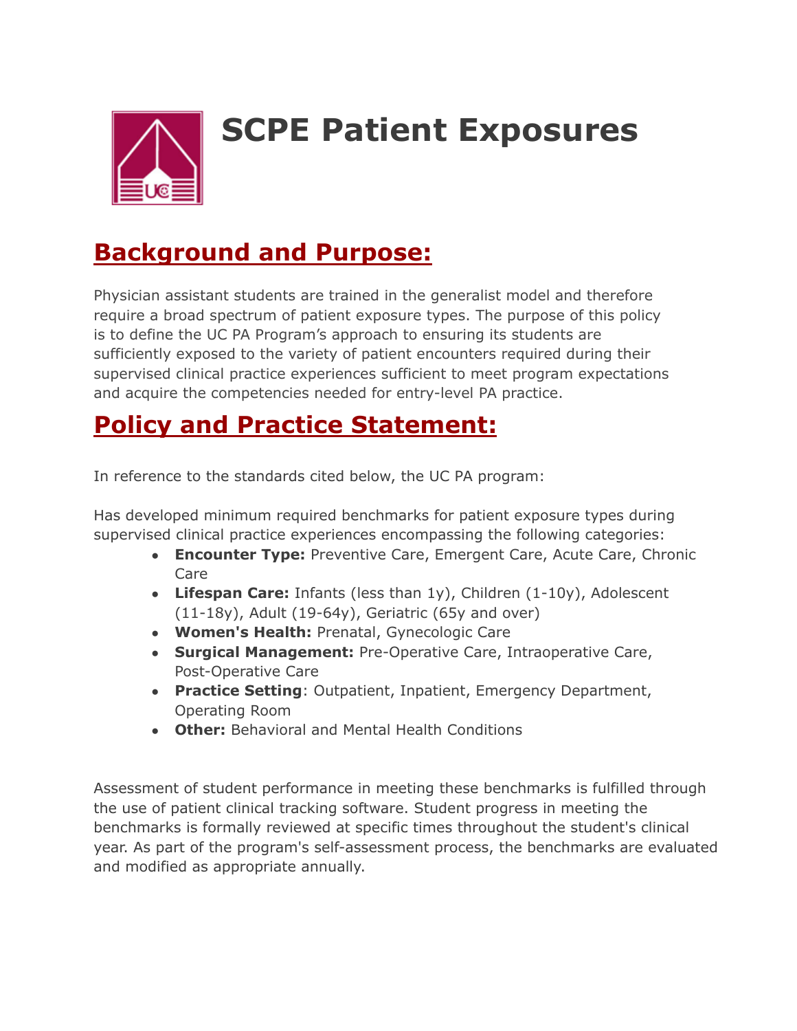# SCPE Patient Exposures

## Background and Purpose:

Physician assistant students are trained in the generalist model and therefore require a broad spectrum of patient exposure types. The purpose of this policy is to define the UC PA Program's approach to ensuring its students are sufficiently exposed to the variety of patient encounters required during their supervised clinical practice experiences sufficient to meet program expectations and acquire the competencies needed for entry-level PA practice.

## Policy and Practice Statement:

In reference to the standards cited below, the UC PA program:

Has developed minimum required benchmarks for patient exposure types during supervised clinical practice experiences encompassing the following categories:

- **Encounter Type:** Preventive Care, Emergent Care, Acute Care, Chronic Care
- **Lifespan Care:** Infants (less than 1y), Children (1-10y), Adolescent (11-18y), Adult (19-64y), Geriatric (65y and over)
- **Women's Health:** Prenatal, Gynecologic Care
- **Surgical Management:** Pre-Operative Care, Intraoperative Care, Post-Operative Care
- **Practice Setting**: Outpatient, Inpatient, Emergency Department, Operating Room
- **Other:** Behavioral and Mental Health Conditions

Assessment of student performance in meeting these benchmarks is fulfilled through the use of patient clinical tracking software. Student progress in meeting the benchmarks is formally reviewed at specific times throughout the student's clinical year. As part of the program's self-assessment process, the benchmarks are evaluated and modified as appropriate annually.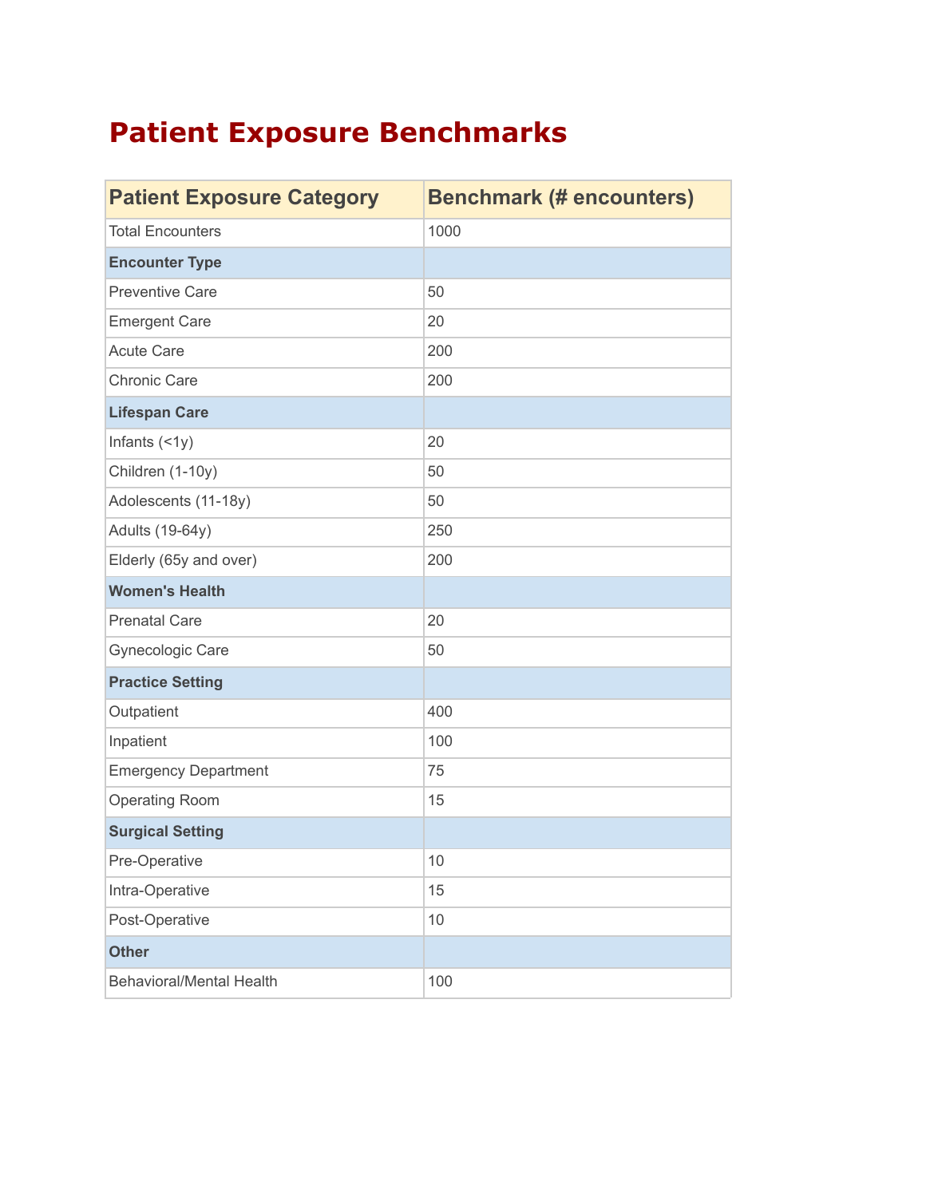# Patient Exposure Benchmarks

| Patient Exposure Category | Benchmark (# encounters) |
| --- | --- |
| Total Encounters | 1000 |
| **Encounter Type** | |
| Preventive Care | 50 |
| Emergent Care | 20 |
| Acute Care | 200 |
| Chronic Care | 200 |
| **Lifespan Care** | |
| Infants (<1y) | 20 |
| Children (1-10y) | 50 |
| Adolescents (11-18y) | 50 |
| Adults (19-64y) | 250 |
| Elderly (65y and over) | 200 |
| **Women's Health** | |
| Prenatal Care | 20 |
| Gynecologic Care | 50 |
| **Practice Setting** | |
| Outpatient | 400 |
| Inpatient | 100 |
| Emergency Department | 75 |
| Operating Room | 15 |
| **Surgical Setting** | |
| Pre-Operative | 10 |
| Intra-Operative | 15 |
| Post-Operative | 10 |
| **Other** | |
| Behavioral/Mental Health | 100 |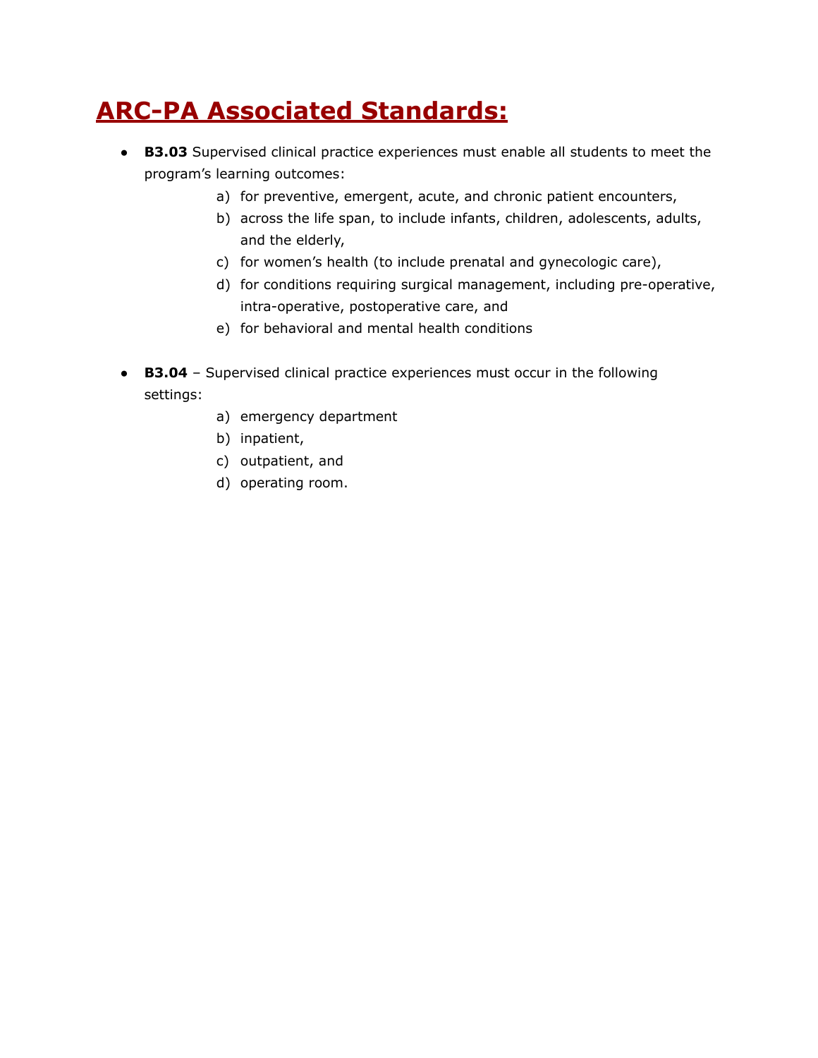# ARC-PA Associated Standards:

- **B3.03** Supervised clinical practice experiences must enable all students to meet the program's learning outcomes:
    a) for preventive, emergent, acute, and chronic patient encounters,
    b) across the life span, to include infants, children, adolescents, adults, and the elderly,
    c) for women's health (to include prenatal and gynecologic care),
    d) for conditions requiring surgical management, including pre-operative, intra-operative, postoperative care, and
    e) for behavioral and mental health conditions

- **B3.04** – Supervised clinical practice experiences must occur in the following settings:
    a) emergency department
    b) inpatient,
    c) outpatient, and
    d) operating room.